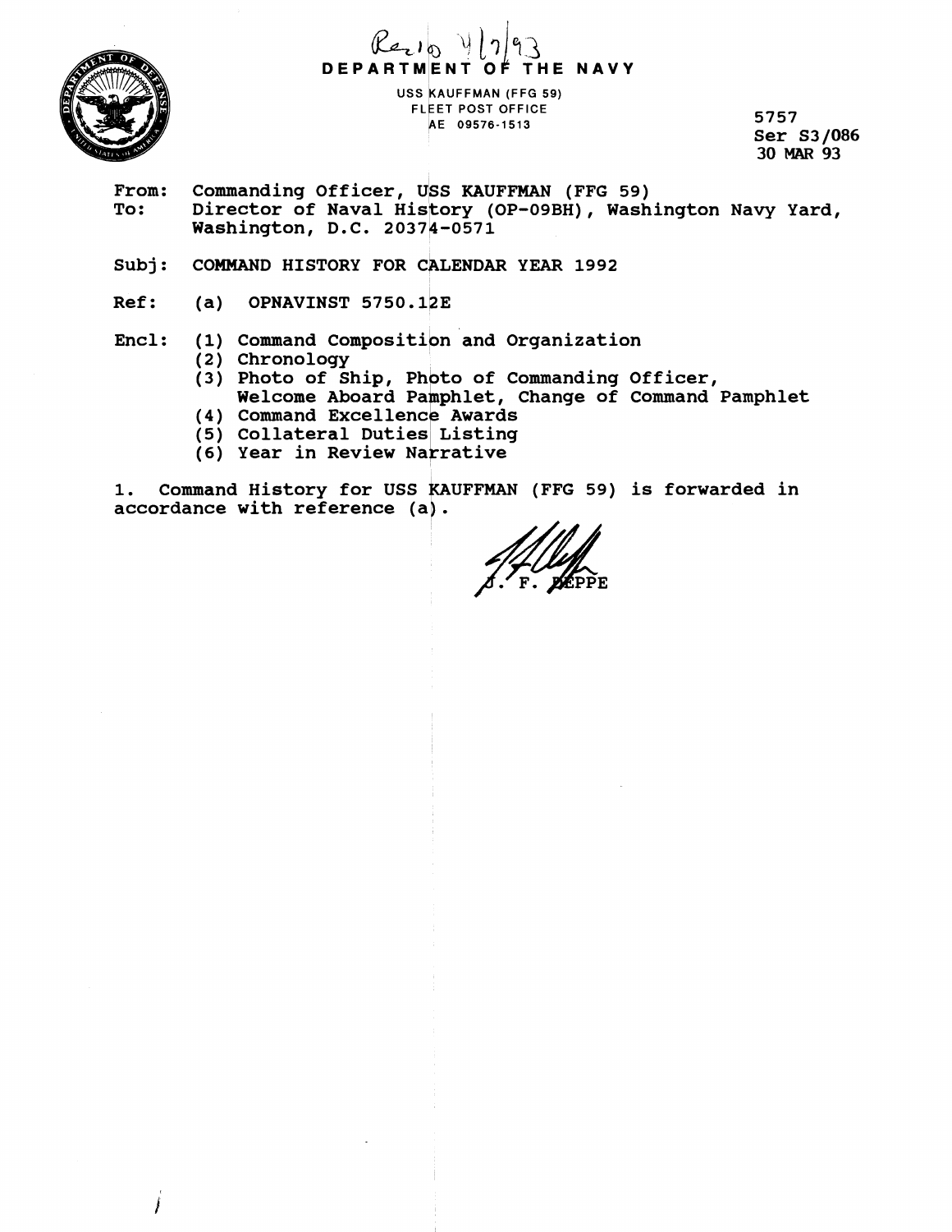Rec'd 4/7/93

**DEPARTMENT OF THE NAVY**

USS KAUFFMAN (FFG 59)
FLEET POST OFFICE
AE 09576-1513

5757
Ser S3/086
30 MAR 93

From: Commanding Officer, USS KAUFFMAN (FFG 59)
To: Director of Naval History (OP-09BH), Washington Navy Yard, Washington, D.C. 20374-0571

Subj: COMMAND HISTORY FOR CALENDAR YEAR 1992

Ref: (a) OPNAVINST 5750.12E

Encl: (1) Command Composition and Organization
(2) Chronology
(3) Photo of Ship, Photo of Commanding Officer, Welcome Aboard Pamphlet, Change of Command Pamphlet
(4) Command Excellence Awards
(5) Collateral Duties Listing
(6) Year in Review Narrative

1. Command History for USS KAUFFMAN (FFG 59) is forwarded in accordance with reference (a).

J. F. PEPPE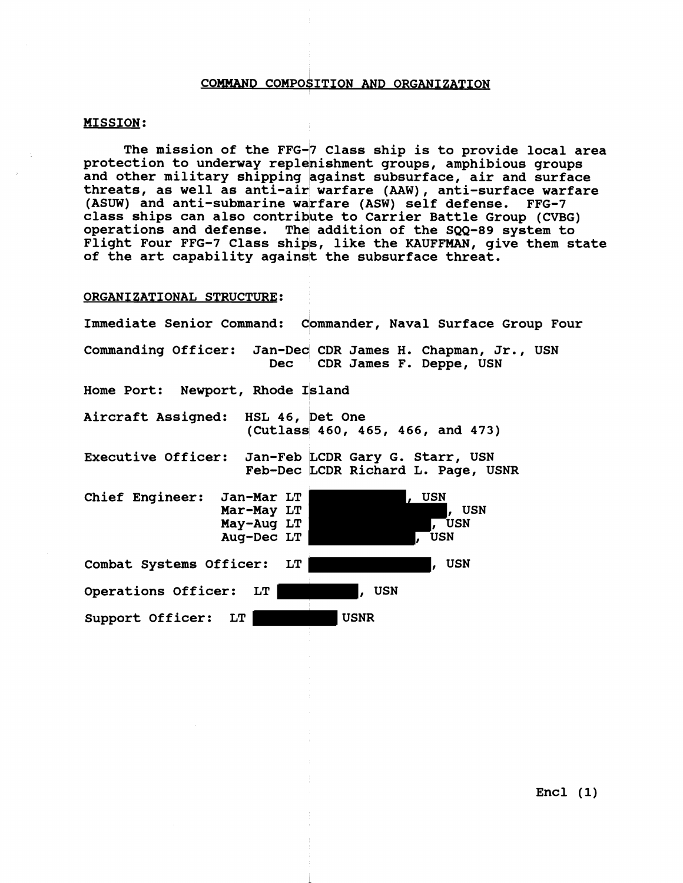## COMMAND COMPOSITION AND ORGANIZATION

**MISSION:**

The mission of the FFG-7 Class ship is to provide local area protection to underway replenishment groups, amphibious groups and other military shipping against subsurface, air and surface threats, as well as anti-air warfare (AAW), anti-surface warfare (ASUW) and anti-submarine warfare (ASW) self defense. FFG-7 class ships can also contribute to Carrier Battle Group (CVBG) operations and defense. The addition of the SQQ-89 system to Flight Four FFG-7 Class ships, like the KAUFFMAN, give them state of the art capability against the subsurface threat.

**ORGANIZATIONAL STRUCTURE:**

Immediate Senior Command: Commander, Naval Surface Group Four

Commanding Officer: Jan-Dec CDR James H. Chapman, Jr., USN
Dec CDR James F. Deppe, USN

Home Port: Newport, Rhode Island

Aircraft Assigned: HSL 46, Det One
(Cutlass 460, 465, 466, and 473)

Executive Officer: Jan-Feb LCDR Gary G. Starr, USN
Feb-Dec LCDR Richard L. Page, USNR

Chief Engineer: Jan-Mar LT [redacted], USN
Mar-May LT [redacted], USN
May-Aug LT [redacted], USN
Aug-Dec LT [redacted], USN

Combat Systems Officer: LT [redacted], USN

Operations Officer: LT [redacted], USN

Support Officer: LT [redacted] USNR

Encl (1)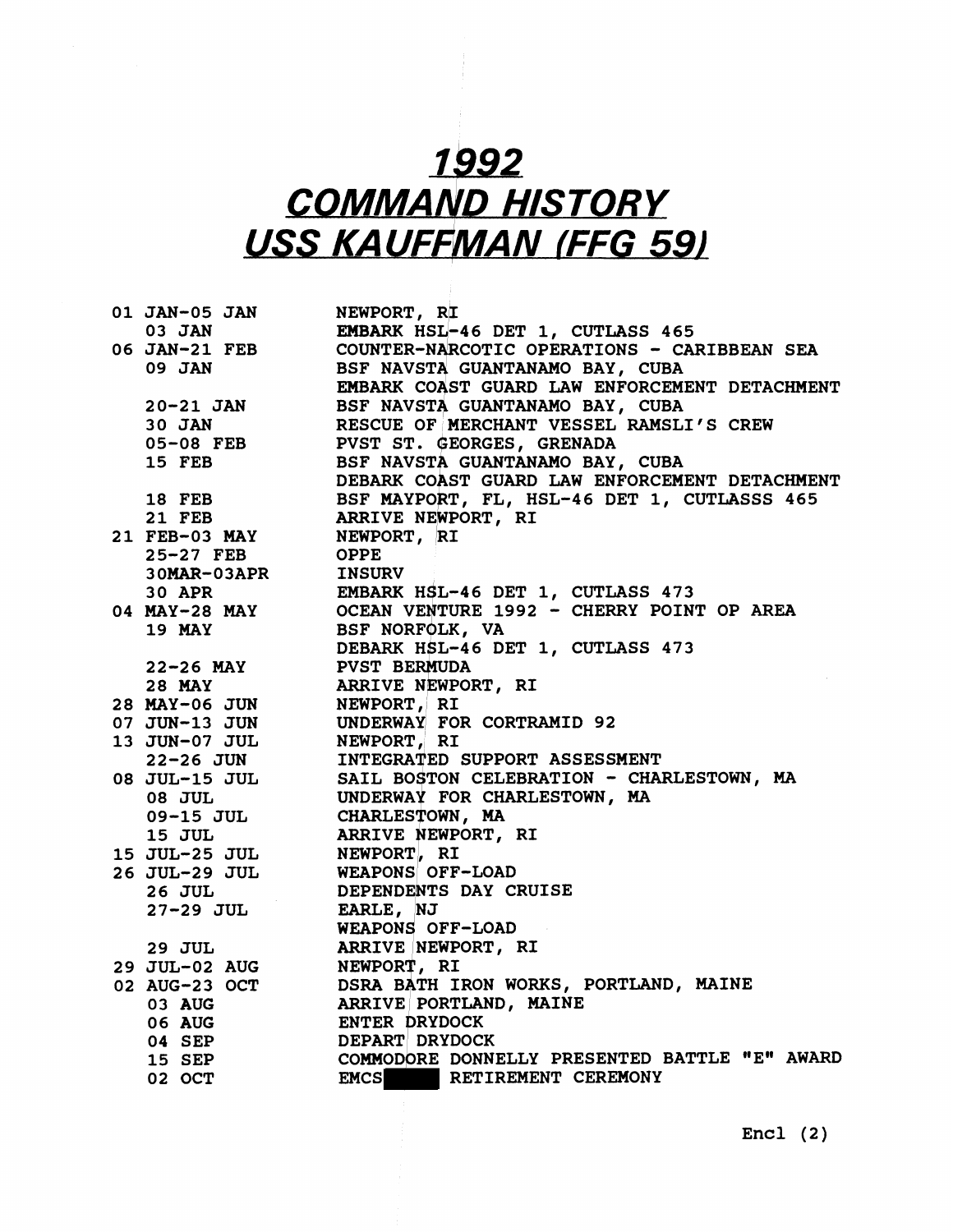# 1992 COMMAND HISTORY USS KAUFFMAN (FFG 59)

| Date | Event |
|---|---|
| 01 JAN-05 JAN | NEWPORT, RI |
| 03 JAN | EMBARK HSL-46 DET 1, CUTLASS 465 |
| 06 JAN-21 FEB | COUNTER-NARCOTIC OPERATIONS - CARIBBEAN SEA |
| 09 JAN | BSF NAVSTA GUANTANAMO BAY, CUBA |
| | EMBARK COAST GUARD LAW ENFORCEMENT DETACHMENT |
| 20-21 JAN | BSF NAVSTA GUANTANAMO BAY, CUBA |
| 30 JAN | RESCUE OF MERCHANT VESSEL RAMSLI'S CREW |
| 05-08 FEB | PVST ST. GEORGES, GRENADA |
| 15 FEB | BSF NAVSTA GUANTANAMO BAY, CUBA |
| | DEBARK COAST GUARD LAW ENFORCEMENT DETACHMENT |
| 18 FEB | BSF MAYPORT, FL, HSL-46 DET 1, CUTLASSS 465 |
| 21 FEB | ARRIVE NEWPORT, RI |
| 21 FEB-03 MAY | NEWPORT, RI |
| 25-27 FEB | OPPE |
| 30MAR-03APR | INSURV |
| 30 APR | EMBARK HSL-46 DET 1, CUTLASS 473 |
| 04 MAY-28 MAY | OCEAN VENTURE 1992 - CHERRY POINT OP AREA |
| 19 MAY | BSF NORFOLK, VA |
| | DEBARK HSL-46 DET 1, CUTLASS 473 |
| 22-26 MAY | PVST BERMUDA |
| 28 MAY | ARRIVE NEWPORT, RI |
| 28 MAY-06 JUN | NEWPORT, RI |
| 07 JUN-13 JUN | UNDERWAY FOR CORTRAMID 92 |
| 13 JUN-07 JUL | NEWPORT, RI |
| 22-26 JUN | INTEGRATED SUPPORT ASSESSMENT |
| 08 JUL-15 JUL | SAIL BOSTON CELEBRATION - CHARLESTOWN, MA |
| 08 JUL | UNDERWAY FOR CHARLESTOWN, MA |
| 09-15 JUL | CHARLESTOWN, MA |
| 15 JUL | ARRIVE NEWPORT, RI |
| 15 JUL-25 JUL | NEWPORT, RI |
| 26 JUL-29 JUL | WEAPONS OFF-LOAD |
| 26 JUL | DEPENDENTS DAY CRUISE |
| 27-29 JUL | EARLE, NJ |
| | WEAPONS OFF-LOAD |
| 29 JUL | ARRIVE NEWPORT, RI |
| 29 JUL-02 AUG | NEWPORT, RI |
| 02 AUG-23 OCT | DSRA BATH IRON WORKS, PORTLAND, MAINE |
| 03 AUG | ARRIVE PORTLAND, MAINE |
| 06 AUG | ENTER DRYDOCK |
| 04 SEP | DEPART DRYDOCK |
| 15 SEP | COMMODORE DONNELLY PRESENTED BATTLE "E" AWARD |
| 02 OCT | EMCS [REDACTED] RETIREMENT CEREMONY |

Encl (2)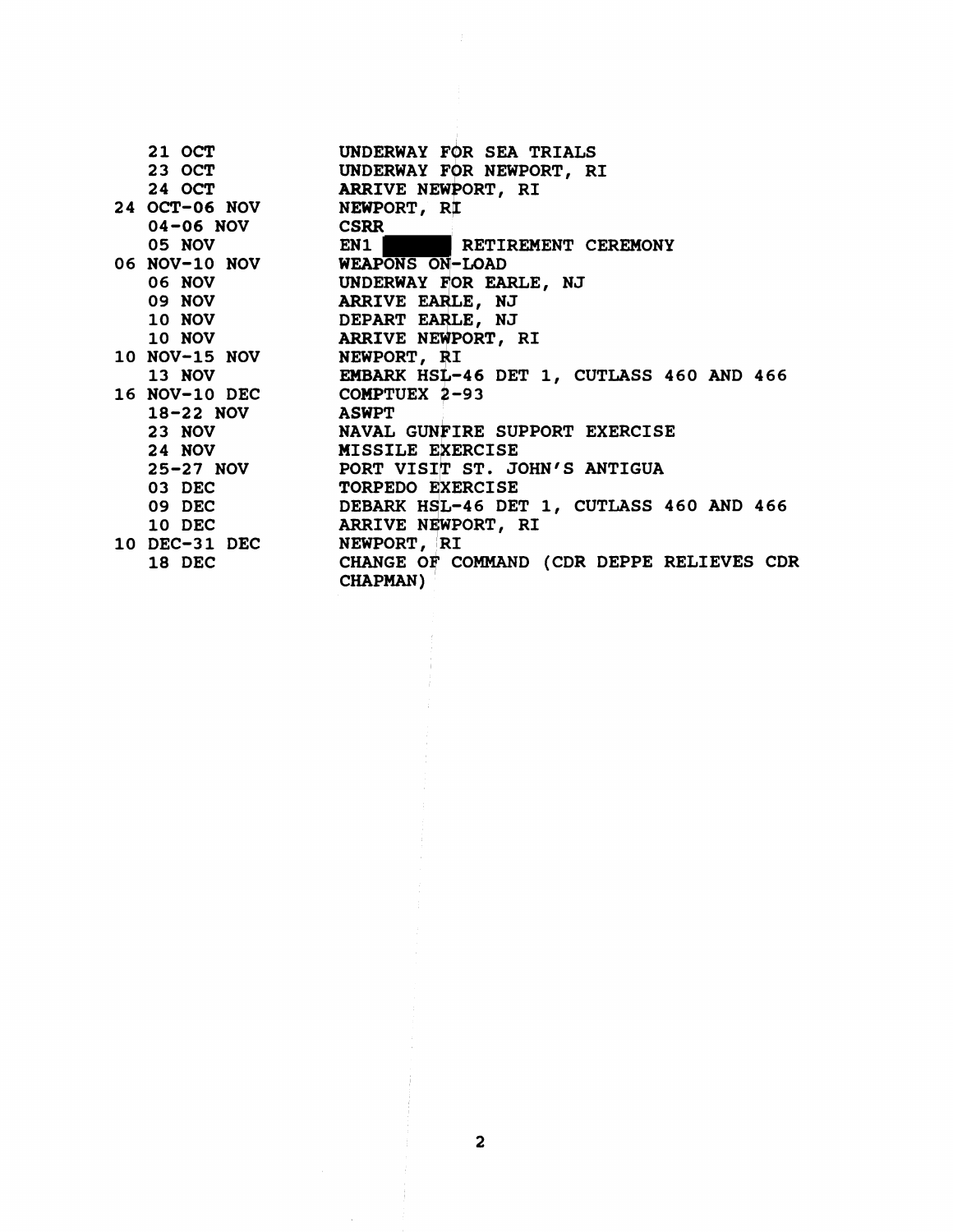| | |
|---|---|
| 21 OCT | UNDERWAY FOR SEA TRIALS |
| 23 OCT | UNDERWAY FOR NEWPORT, RI |
| 24 OCT | ARRIVE NEWPORT, RI |
| 24 OCT-06 NOV | NEWPORT, RI |
| 04-06 NOV | CSRR |
| 05 NOV | EN1 ████ RETIREMENT CEREMONY |
| 06 NOV-10 NOV | WEAPONS ON-LOAD |
| 06 NOV | UNDERWAY FOR EARLE, NJ |
| 09 NOV | ARRIVE EARLE, NJ |
| 10 NOV | DEPART EARLE, NJ |
| 10 NOV | ARRIVE NEWPORT, RI |
| 10 NOV-15 NOV | NEWPORT, RI |
| 13 NOV | EMBARK HSL-46 DET 1, CUTLASS 460 AND 466 |
| 16 NOV-10 DEC | COMPTUEX 2-93 |
| 18-22 NOV | ASWPT |
| 23 NOV | NAVAL GUNFIRE SUPPORT EXERCISE |
| 24 NOV | MISSILE EXERCISE |
| 25-27 NOV | PORT VISIT ST. JOHN'S ANTIGUA |
| 03 DEC | TORPEDO EXERCISE |
| 09 DEC | DEBARK HSL-46 DET 1, CUTLASS 460 AND 466 |
| 10 DEC | ARRIVE NEWPORT, RI |
| 10 DEC-31 DEC | NEWPORT, RI |
| 18 DEC | CHANGE OF COMMAND (CDR DEPPE RELIEVES CDR CHAPMAN) |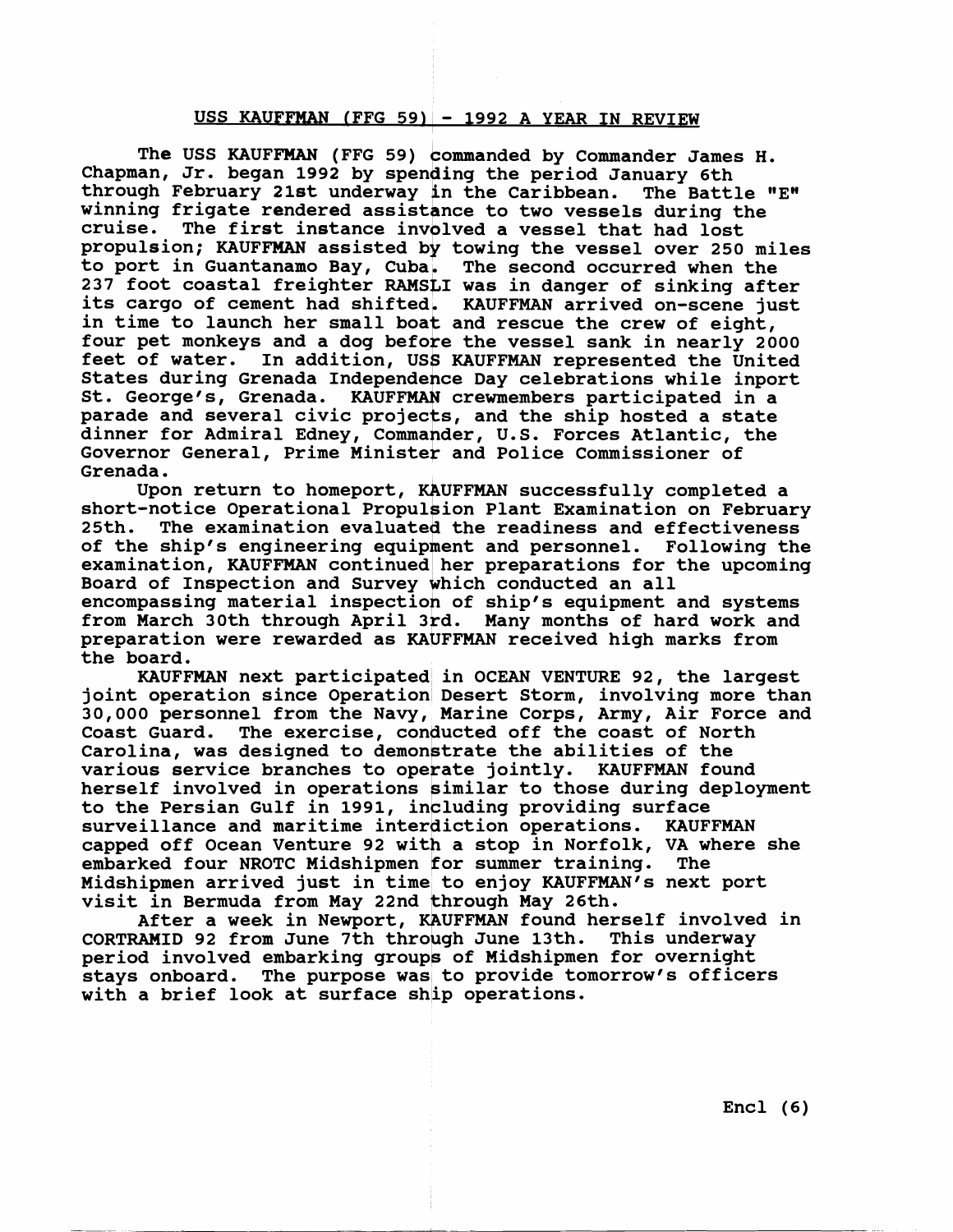## USS KAUFFMAN (FFG 59) - 1992 A YEAR IN REVIEW

The USS KAUFFMAN (FFG 59) commanded by Commander James H. Chapman, Jr. began 1992 by spending the period January 6th through February 21st underway in the Caribbean. The Battle "E" winning frigate rendered assistance to two vessels during the cruise. The first instance involved a vessel that had lost propulsion; KAUFFMAN assisted by towing the vessel over 250 miles to port in Guantanamo Bay, Cuba. The second occurred when the 237 foot coastal freighter RAMSLI was in danger of sinking after its cargo of cement had shifted. KAUFFMAN arrived on-scene just in time to launch her small boat and rescue the crew of eight, four pet monkeys and a dog before the vessel sank in nearly 2000 feet of water. In addition, USS KAUFFMAN represented the United States during Grenada Independence Day celebrations while inport St. George's, Grenada. KAUFFMAN crewmembers participated in a parade and several civic projects, and the ship hosted a state dinner for Admiral Edney, Commander, U.S. Forces Atlantic, the Governor General, Prime Minister and Police Commissioner of Grenada.

Upon return to homeport, KAUFFMAN successfully completed a short-notice Operational Propulsion Plant Examination on February 25th. The examination evaluated the readiness and effectiveness of the ship's engineering equipment and personnel. Following the examination, KAUFFMAN continued her preparations for the upcoming Board of Inspection and Survey which conducted an all encompassing material inspection of ship's equipment and systems from March 30th through April 3rd. Many months of hard work and preparation were rewarded as KAUFFMAN received high marks from the board.

KAUFFMAN next participated in OCEAN VENTURE 92, the largest joint operation since Operation Desert Storm, involving more than 30,000 personnel from the Navy, Marine Corps, Army, Air Force and Coast Guard. The exercise, conducted off the coast of North Carolina, was designed to demonstrate the abilities of the various service branches to operate jointly. KAUFFMAN found herself involved in operations similar to those during deployment to the Persian Gulf in 1991, including providing surface surveillance and maritime interdiction operations. KAUFFMAN capped off Ocean Venture 92 with a stop in Norfolk, VA where she embarked four NROTC Midshipmen for summer training. The Midshipmen arrived just in time to enjoy KAUFFMAN's next port visit in Bermuda from May 22nd through May 26th.

After a week in Newport, KAUFFMAN found herself involved in CORTRAMID 92 from June 7th through June 13th. This underway period involved embarking groups of Midshipmen for overnight stays onboard. The purpose was to provide tomorrow's officers with a brief look at surface ship operations.

Encl (6)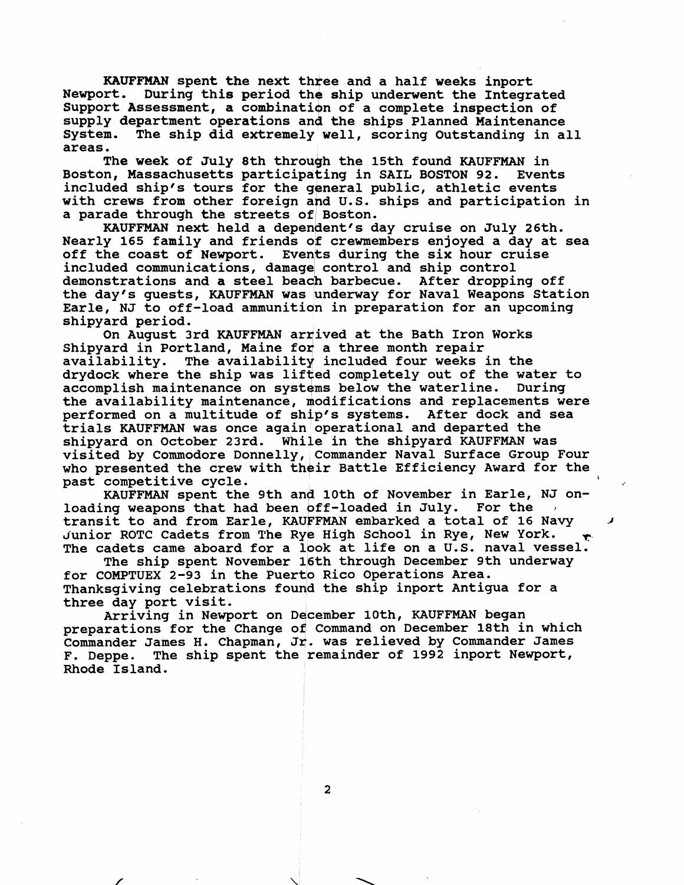KAUFFMAN spent the next three and a half weeks inport Newport. During this period the ship underwent the Integrated Support Assessment, a combination of a complete inspection of supply department operations and the ships Planned Maintenance System. The ship did extremely well, scoring Outstanding in all areas.

The week of July 8th through the 15th found KAUFFMAN in Boston, Massachusetts participating in SAIL BOSTON 92. Events included ship's tours for the general public, athletic events with crews from other foreign and U.S. ships and participation in a parade through the streets of Boston.

KAUFFMAN next held a dependent's day cruise on July 26th. Nearly 165 family and friends of crewmembers enjoyed a day at sea off the coast of Newport. Events during the six hour cruise included communications, damage control and ship control demonstrations and a steel beach barbecue. After dropping off the day's guests, KAUFFMAN was underway for Naval Weapons Station Earle, NJ to off-load ammunition in preparation for an upcoming shipyard period.

On August 3rd KAUFFMAN arrived at the Bath Iron Works Shipyard in Portland, Maine for a three month repair availability. The availability included four weeks in the drydock where the ship was lifted completely out of the water to accomplish maintenance on systems below the waterline. During the availability maintenance, modifications and replacements were performed on a multitude of ship's systems. After dock and sea trials KAUFFMAN was once again operational and departed the shipyard on October 23rd. While in the shipyard KAUFFMAN was visited by Commodore Donnelly, Commander Naval Surface Group Four who presented the crew with their Battle Efficiency Award for the past competitive cycle.

KAUFFMAN spent the 9th and 10th of November in Earle, NJ on-loading weapons that had been off-loaded in July. For the transit to and from Earle, KAUFFMAN embarked a total of 16 Navy Junior ROTC Cadets from The Rye High School in Rye, New York. The cadets came aboard for a look at life on a U.S. naval vessel.

The ship spent November 16th through December 9th underway for COMPTUEX 2-93 in the Puerto Rico Operations Area. Thanksgiving celebrations found the ship inport Antigua for a three day port visit.

Arriving in Newport on December 10th, KAUFFMAN began preparations for the Change of Command on December 18th in which Commander James H. Chapman, Jr. was relieved by Commander James F. Deppe. The ship spent the remainder of 1992 inport Newport, Rhode Island.